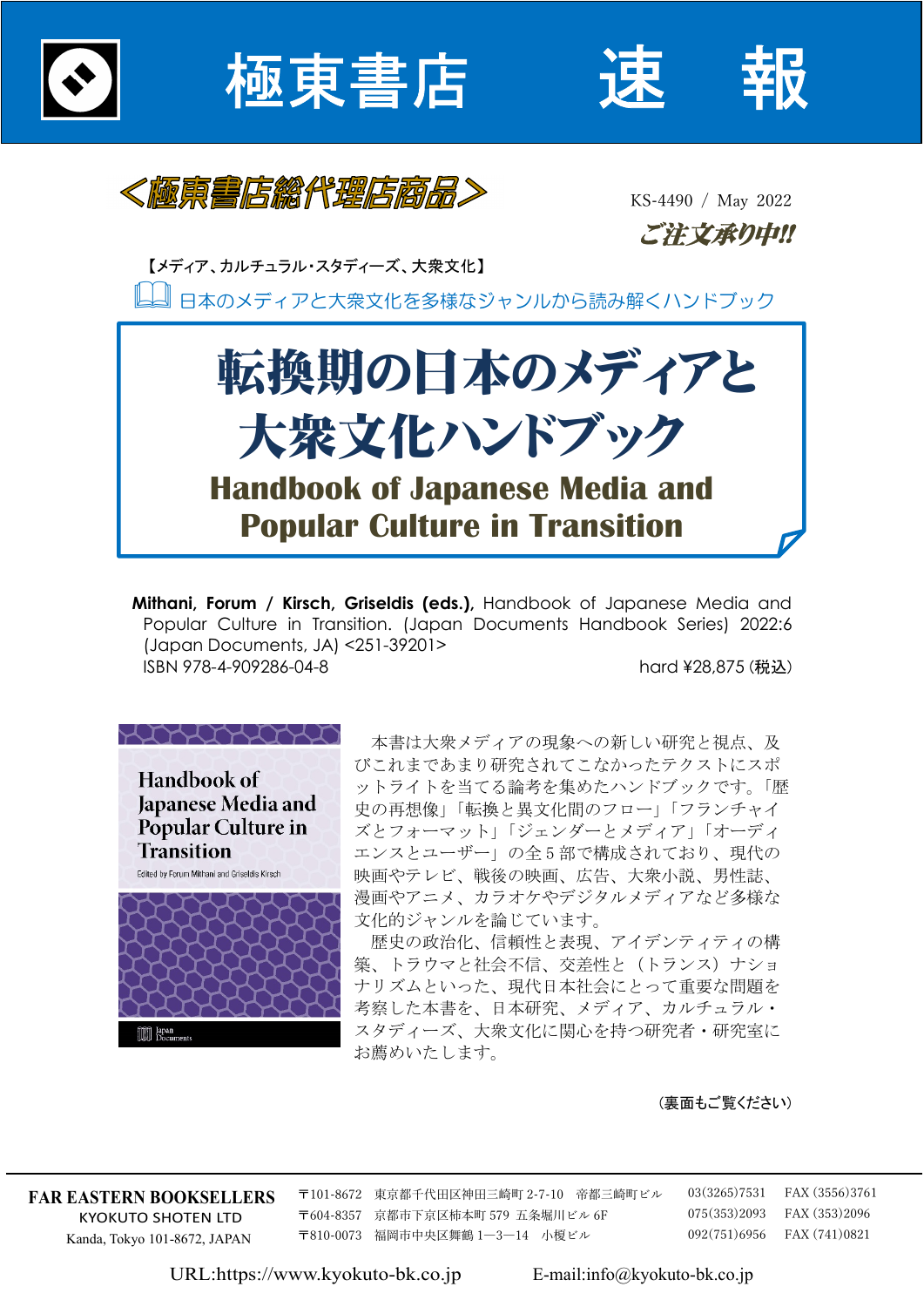# 極東書店　速　報

＜極東書店総代理店商品＞

KS-4490 / May 2022

ご注文承り中!!

【メディア、カルチュラル・スタディーズ、大衆文化】

日本のメディアと大衆文化を多様なジャンルから読み解くハンドブック

## 転換期の日本のメディアと大衆文化ハンドブック

## Handbook of Japanese Media and Popular Culture in Transition

**Mithani, Forum / Kirsch, Griseldis (eds.),** Handbook of Japanese Media and Popular Culture in Transition. (Japan Documents Handbook Series) 2022:6 (Japan Documents, JA) <251-39201>
ISBN 978-4-909286-04-8　　hard ¥28,875 (税込)

Handbook of Japanese Media and Popular Culture in Transition
Edited by Forum Mithani and Griseldis Kirsch
Japan Documents

本書は大衆メディアの現象への新しい研究と視点、及びこれまであまり研究されてこなかったテクストにスポットライトを当てる論考を集めたハンドブックです。「歴史の再想像」「転換と異文化間のフロー」「フランチャイズとフォーマット」「ジェンダーとメディア」「オーディエンスとユーザー」の全５部で構成されており、現代の映画やテレビ、戦後の映画、広告、大衆小説、男性誌、漫画やアニメ、カラオケやデジタルメディアなど多様な文化的ジャンルを論じています。

歴史の政治化、信頼性と表現、アイデンティティの構築、トラウマと社会不信、交差性と（トランス）ナショナリズムといった、現代日本社会にとって重要な問題を考察した本書を、日本研究、メディア、カルチュラル・スタディーズ、大衆文化に関心を持つ研究者・研究室にお薦めいたします。

（裏面もご覧ください）

---

**FAR EASTERN BOOKSELLERS**
KYOKUTO SHOTEN LTD
Kanda, Tokyo 101-8672, JAPAN

〒101-8672　東京都千代田区神田三崎町 2-7-10　帝都三崎町ビル　03(3265)7531　FAX (3556)3761
〒604-8357　京都市下京区柿本町 579　五条堀川ビル 6F　075(353)2093　FAX (353)2096
〒810-0073　福岡市中央区舞鶴 1—3—14　小榎ビル　092(751)6956　FAX (741)0821

URL:https://www.kyokuto-bk.co.jp　E-mail:info@kyokuto-bk.co.jp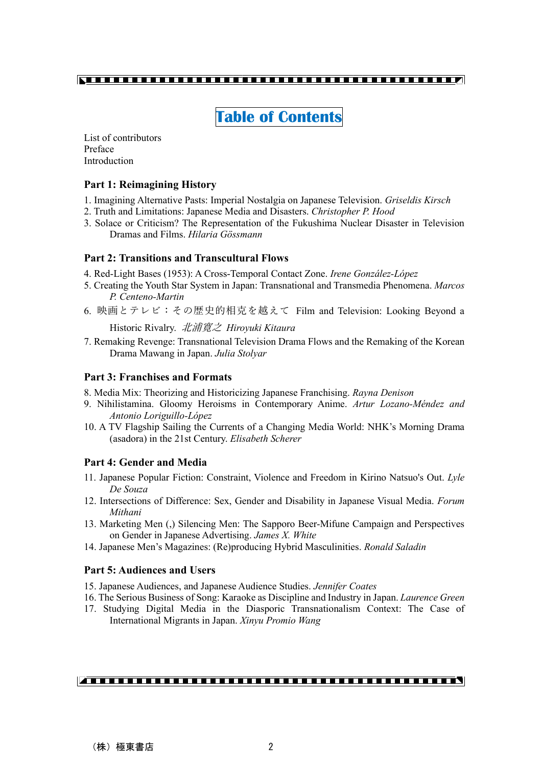# Table of Contents

List of contributors
Preface
Introduction

## Part 1: Reimagining History

1. Imagining Alternative Pasts: Imperial Nostalgia on Japanese Television. *Griseldis Kirsch*
2. Truth and Limitations: Japanese Media and Disasters. *Christopher P. Hood*
3. Solace or Criticism? The Representation of the Fukushima Nuclear Disaster in Television Dramas and Films. *Hilaria Gössmann*

## Part 2: Transitions and Transcultural Flows

4. Red-Light Bases (1953): A Cross-Temporal Contact Zone. *Irene González-López*
5. Creating the Youth Star System in Japan: Transnational and Transmedia Phenomena. *Marcos P. Centeno-Martin*
6. 映画とテレビ：その歴史的相克を越えて Film and Television: Looking Beyond a Historic Rivalry. *北浦寛之 Hiroyuki Kitaura*
7. Remaking Revenge: Transnational Television Drama Flows and the Remaking of the Korean Drama Mawang in Japan. *Julia Stolyar*

## Part 3: Franchises and Formats

8. Media Mix: Theorizing and Historicizing Japanese Franchising. *Rayna Denison*
9. Nihilistamina. Gloomy Heroisms in Contemporary Anime. *Artur Lozano-Méndez and Antonio Loriguillo-López*
10. A TV Flagship Sailing the Currents of a Changing Media World: NHK's Morning Drama (asadora) in the 21st Century. *Elisabeth Scherer*

## Part 4: Gender and Media

11. Japanese Popular Fiction: Constraint, Violence and Freedom in Kirino Natsuo's Out. *Lyle De Souza*
12. Intersections of Difference: Sex, Gender and Disability in Japanese Visual Media. *Forum Mithani*
13. Marketing Men (,) Silencing Men: The Sapporo Beer-Mifune Campaign and Perspectives on Gender in Japanese Advertising. *James X. White*
14. Japanese Men's Magazines: (Re)producing Hybrid Masculinities. *Ronald Saladin*

## Part 5: Audiences and Users

15. Japanese Audiences, and Japanese Audience Studies. *Jennifer Coates*
16. The Serious Business of Song: Karaoke as Discipline and Industry in Japan. *Laurence Green*
17. Studying Digital Media in the Diasporic Transnationalism Context: The Case of International Migrants in Japan. *Xinyu Promio Wang*